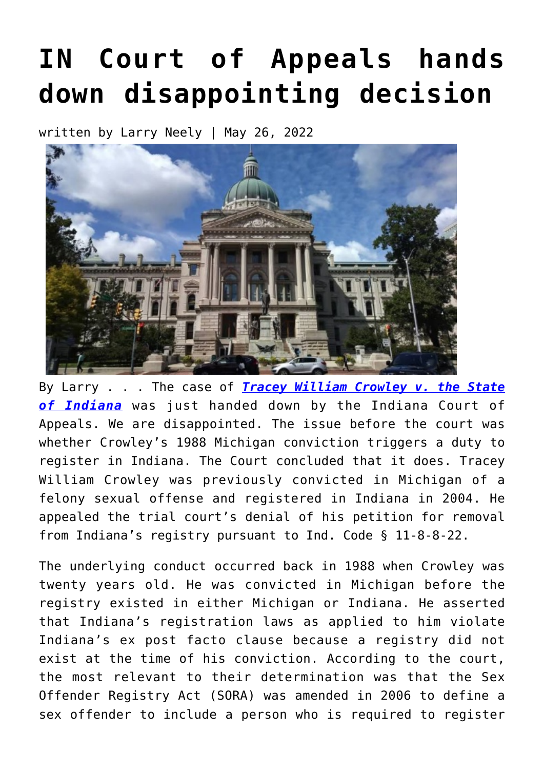# IN Court of Appeals hands down disappointing decision

written by Larry Neely | May 26, 2022

By Larry . . . The case of ***Tracey William Crowley v. the State of Indiana*** was just handed down by the Indiana Court of Appeals. We are disappointed. The issue before the court was whether Crowley's 1988 Michigan conviction triggers a duty to register in Indiana. The Court concluded that it does. Tracey William Crowley was previously convicted in Michigan of a felony sexual offense and registered in Indiana in 2004. He appealed the trial court's denial of his petition for removal from Indiana's registry pursuant to Ind. Code § 11-8-8-22.

The underlying conduct occurred back in 1988 when Crowley was twenty years old. He was convicted in Michigan before the registry existed in either Michigan or Indiana. He asserted that Indiana's registration laws as applied to him violate Indiana's ex post facto clause because a registry did not exist at the time of his conviction. According to the court, the most relevant to their determination was that the Sex Offender Registry Act (SORA) was amended in 2006 to define a sex offender to include a person who is required to register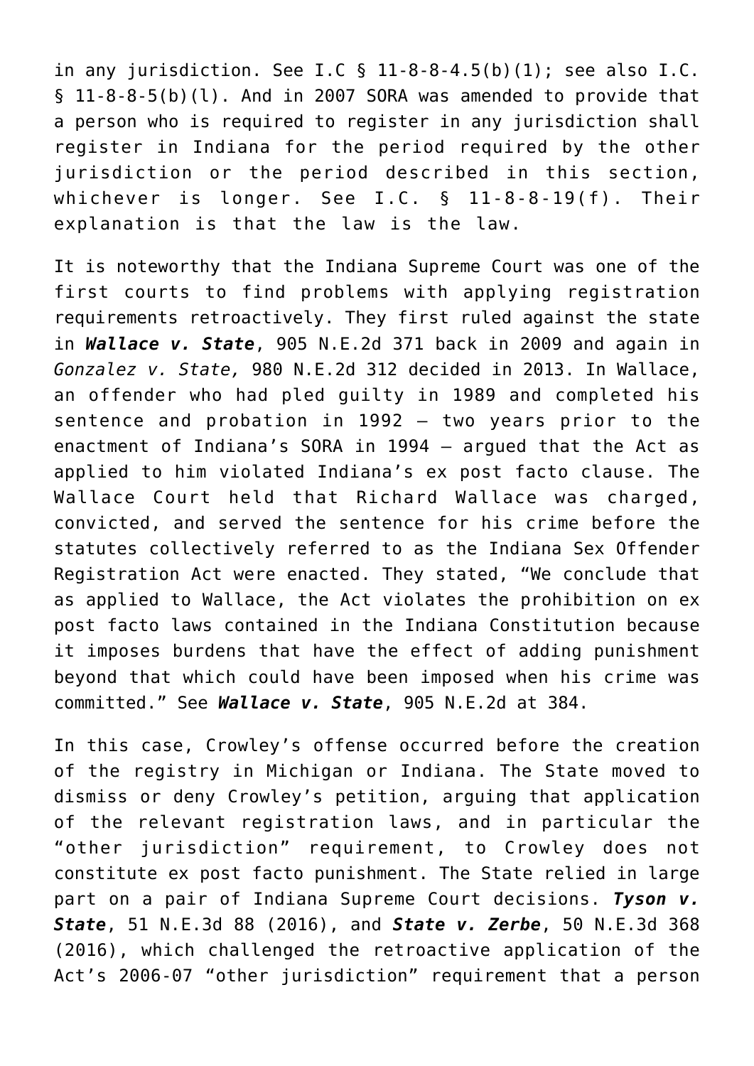in any jurisdiction. See I.C § 11-8-8-4.5(b)(1); see also I.C. § 11-8-8-5(b)(l). And in 2007 SORA was amended to provide that a person who is required to register in any jurisdiction shall register in Indiana for the period required by the other jurisdiction or the period described in this section, whichever is longer. See I.C. § 11-8-8-19(f). Their explanation is that the law is the law.

It is noteworthy that the Indiana Supreme Court was one of the first courts to find problems with applying registration requirements retroactively. They first ruled against the state in ***Wallace v. State***, 905 N.E.2d 371 back in 2009 and again in *Gonzalez v. State,* 980 N.E.2d 312 decided in 2013. In Wallace, an offender who had pled guilty in 1989 and completed his sentence and probation in 1992 – two years prior to the enactment of Indiana's SORA in 1994 – argued that the Act as applied to him violated Indiana's ex post facto clause. The Wallace Court held that Richard Wallace was charged, convicted, and served the sentence for his crime before the statutes collectively referred to as the Indiana Sex Offender Registration Act were enacted. They stated, "We conclude that as applied to Wallace, the Act violates the prohibition on ex post facto laws contained in the Indiana Constitution because it imposes burdens that have the effect of adding punishment beyond that which could have been imposed when his crime was committed." See ***Wallace v. State***, 905 N.E.2d at 384.

In this case, Crowley's offense occurred before the creation of the registry in Michigan or Indiana. The State moved to dismiss or deny Crowley's petition, arguing that application of the relevant registration laws, and in particular the "other jurisdiction" requirement, to Crowley does not constitute ex post facto punishment. The State relied in large part on a pair of Indiana Supreme Court decisions. ***Tyson v. State***, 51 N.E.3d 88 (2016), and ***State v. Zerbe***, 50 N.E.3d 368 (2016), which challenged the retroactive application of the Act's 2006-07 "other jurisdiction" requirement that a person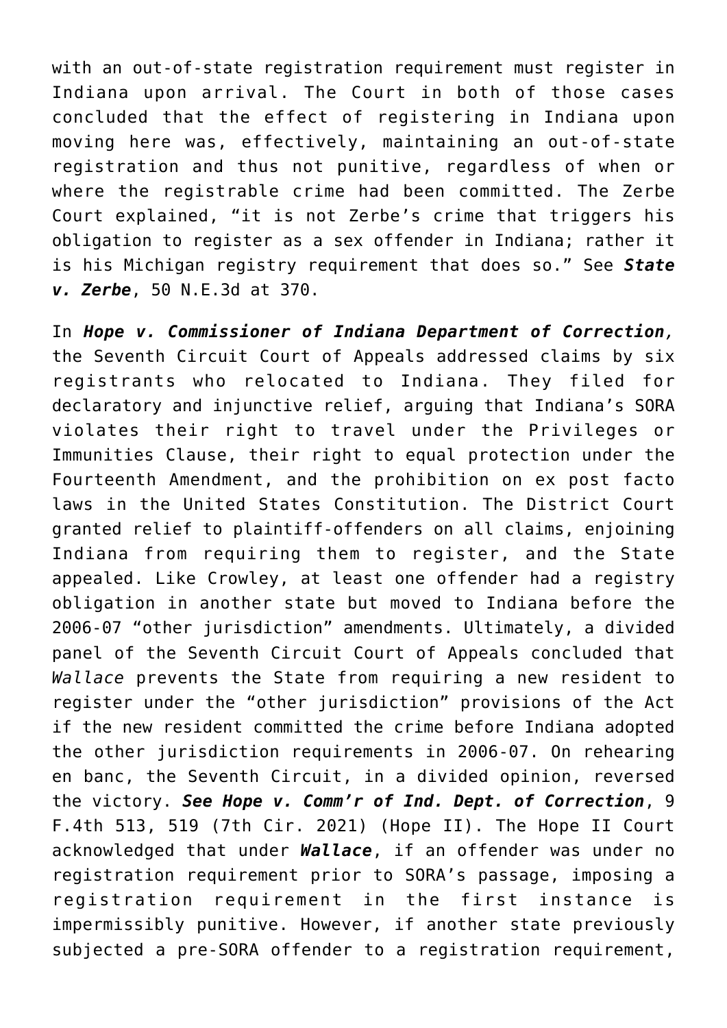with an out-of-state registration requirement must register in Indiana upon arrival. The Court in both of those cases concluded that the effect of registering in Indiana upon moving here was, effectively, maintaining an out-of-state registration and thus not punitive, regardless of when or where the registrable crime had been committed. The Zerbe Court explained, "it is not Zerbe's crime that triggers his obligation to register as a sex offender in Indiana; rather it is his Michigan registry requirement that does so." See ***State v. Zerbe***, 50 N.E.3d at 370.

In ***Hope v. Commissioner of Indiana Department of Correction***, the Seventh Circuit Court of Appeals addressed claims by six registrants who relocated to Indiana. They filed for declaratory and injunctive relief, arguing that Indiana's SORA violates their right to travel under the Privileges or Immunities Clause, their right to equal protection under the Fourteenth Amendment, and the prohibition on ex post facto laws in the United States Constitution. The District Court granted relief to plaintiff-offenders on all claims, enjoining Indiana from requiring them to register, and the State appealed. Like Crowley, at least one offender had a registry obligation in another state but moved to Indiana before the 2006-07 "other jurisdiction" amendments. Ultimately, a divided panel of the Seventh Circuit Court of Appeals concluded that *Wallace* prevents the State from requiring a new resident to register under the "other jurisdiction" provisions of the Act if the new resident committed the crime before Indiana adopted the other jurisdiction requirements in 2006-07. On rehearing en banc, the Seventh Circuit, in a divided opinion, reversed the victory. ***See Hope v. Comm'r of Ind. Dept. of Correction***, 9 F.4th 513, 519 (7th Cir. 2021) (Hope II). The Hope II Court acknowledged that under ***Wallace***, if an offender was under no registration requirement prior to SORA's passage, imposing a registration requirement in the first instance is impermissibly punitive. However, if another state previously subjected a pre-SORA offender to a registration requirement,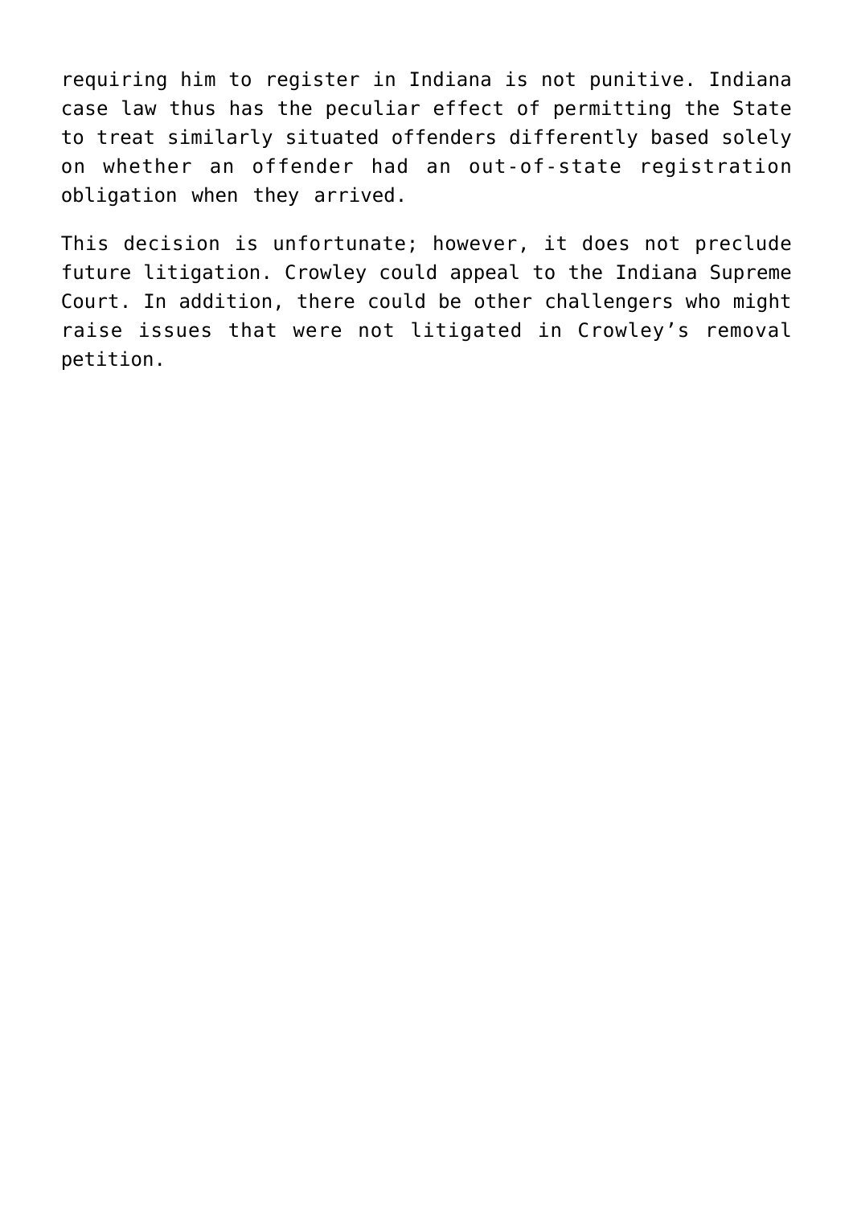requiring him to register in Indiana is not punitive. Indiana case law thus has the peculiar effect of permitting the State to treat similarly situated offenders differently based solely on whether an offender had an out-of-state registration obligation when they arrived.

This decision is unfortunate; however, it does not preclude future litigation. Crowley could appeal to the Indiana Supreme Court. In addition, there could be other challengers who might raise issues that were not litigated in Crowley's removal petition.